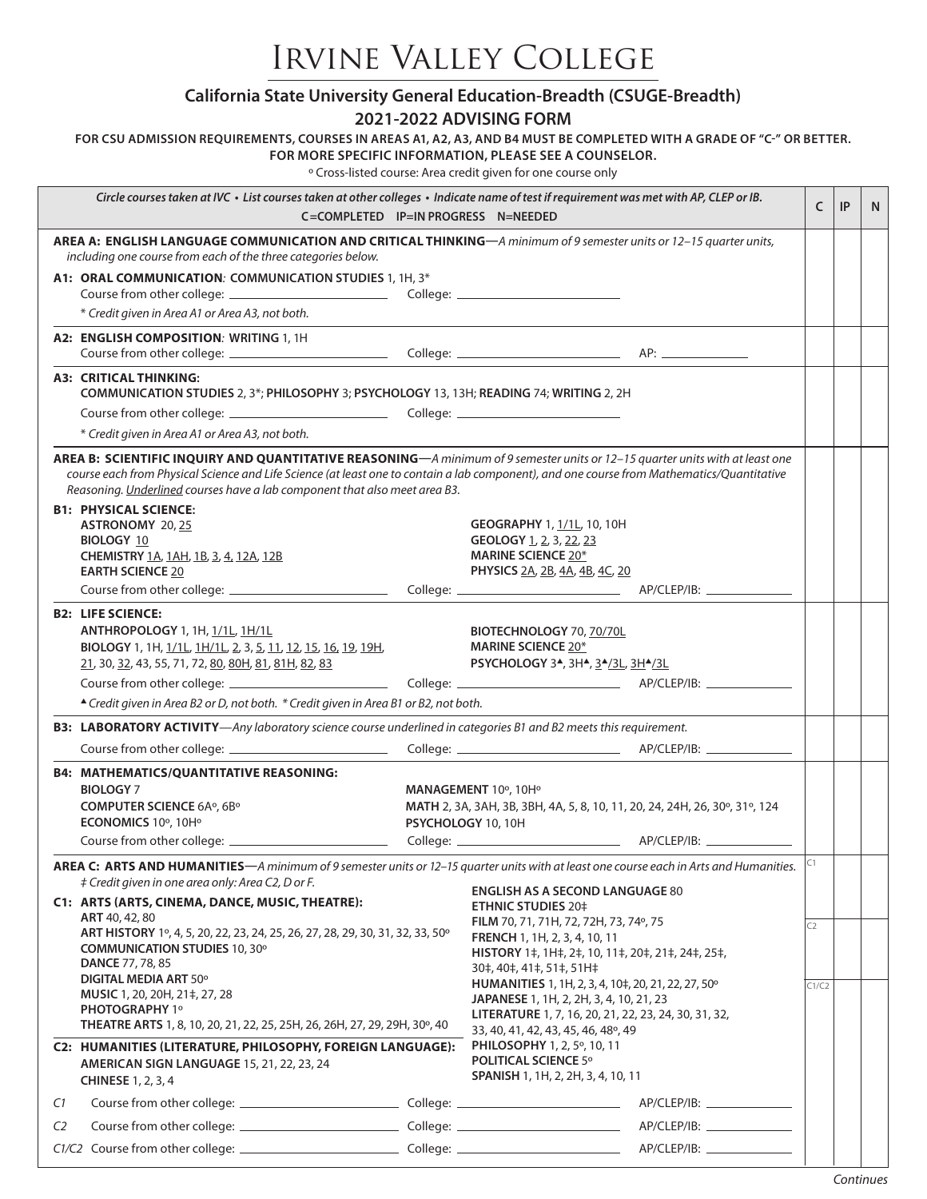# Irvine Valley College

## California State University General Education-Breadth (CSUGE-Breadth)

## 2021-2022 ADVISING FORM

**FOR CSU ADMISSION REQUIREMENTS, COURSES IN AREAS A1, A2, A3, AND B4 MUST BE COMPLETED WITH A GRADE OF "C-" OR BETTER. FOR MORE SPECIFIC INFORMATION, PLEASE SEE A COUNSELOR.**

º Cross-listed course: Area credit given for one course only

*Circle courses taken at IVC • List courses taken at other colleges • Indicate name of test if requirement was met with AP, CLEP or IB.*

**C=COMPLETED IP=IN PROGRESS N=NEEDED**

| | C | IP | N |
|---|---|---|---|
| **AREA A: ENGLISH LANGUAGE COMMUNICATION AND CRITICAL THINKING**—*A minimum of 9 semester units or 12–15 quarter units, including one course from each of the three categories below.* | | | |
| **A1: ORAL COMMUNICATION: COMMUNICATION STUDIES** 1, 1H, 3*<br>Course from other college: ______ College: ______<br>* *Credit given in Area A1 or Area A3, not both.* | | | |
| **A2: ENGLISH COMPOSITION: WRITING** 1, 1H<br>Course from other college: ______ College: ______ AP: ______ | | | |
| **A3: CRITICAL THINKING:**<br>**COMMUNICATION STUDIES** 2, 3*; **PHILOSOPHY** 3; **PSYCHOLOGY** 13, 13H; **READING** 74; **WRITING** 2, 2H<br>Course from other college: ______ College: ______<br>* *Credit given in Area A1 or Area A3, not both.* | | | |
| **AREA B: SCIENTIFIC INQUIRY AND QUANTITATIVE REASONING**—*A minimum of 9 semester units or 12–15 quarter units with at least one course each from Physical Science and Life Science (at least one to contain a lab component), and one course from Mathematics/Quantitative Reasoning. Underlined courses have a lab component that also meet area B3.* | | | |
| **B1: PHYSICAL SCIENCE:**<br>**ASTRONOMY** 20, 25<br>**BIOLOGY** 10<br>**CHEMISTRY** 1A, 1AH, 1B, 3, 4, 12A, 12B<br>**EARTH SCIENCE** 20<br>**GEOGRAPHY** 1, 1/1L, 10, 10H<br>**GEOLOGY** 1, 2, 3, 22, 23<br>**MARINE SCIENCE** 20*<br>**PHYSICS** 2A, 2B, 4A, 4B, 4C, 20<br>Course from other college: ______ College: ______ AP/CLEP/IB: ______ | | | |
| **B2: LIFE SCIENCE:**<br>**ANTHROPOLOGY** 1, 1H, 1/1L, 1H/1L<br>**BIOLOGY** 1, 1H, 1/1L, 1H/1L, 2, 3, 5, 11, 12, 15, 16, 19, 19H, 21, 30, 32, 43, 55, 71, 72, 80, 80H, 81, 81H, 82, 83<br>**BIOTECHNOLOGY** 70, 70/70L<br>**MARINE SCIENCE** 20*<br>**PSYCHOLOGY** 3▲, 3H▲, 3▲/3L, 3H▲/3L<br>Course from other college: ______ College: ______ AP/CLEP/IB: ______<br>▲ *Credit given in Area B2 or D, not both.* * *Credit given in Area B1 or B2, not both.* | | | |
| **B3: LABORATORY ACTIVITY**—*Any laboratory science course underlined in categories B1 and B2 meets this requirement.*<br>Course from other college: ______ College: ______ AP/CLEP/IB: ______ | | | |
| **B4: MATHEMATICS/QUANTITATIVE REASONING:**<br>**BIOLOGY** 7<br>**COMPUTER SCIENCE** 6Aº, 6Bº<br>**ECONOMICS** 10º, 10Hº<br>**MANAGEMENT** 10º, 10Hº<br>**MATH** 2, 3A, 3AH, 3B, 3BH, 4A, 5, 8, 10, 11, 20, 24, 24H, 26, 30º, 31º, 124<br>**PSYCHOLOGY** 10, 10H<br>Course from other college: ______ College: ______ AP/CLEP/IB: ______ | | | |
| **AREA C: ARTS AND HUMANITIES**—*A minimum of 9 semester units or 12–15 quarter units with at least one course each in Arts and Humanities.*<br>‡ *Credit given in one area only: Area C2, D or F.* | C1 | | |
| **C1: ARTS (ARTS, CINEMA, DANCE, MUSIC, THEATRE):**<br>**ART** 40, 42, 80<br>**ART HISTORY** 1º, 4, 5, 20, 22, 23, 24, 25, 26, 27, 28, 29, 30, 31, 32, 33, 50º<br>**COMMUNICATION STUDIES** 10, 30º<br>**DANCE** 77, 78, 85<br>**DIGITAL MEDIA ART** 50º<br>**MUSIC** 1, 20, 20H, 21‡, 27, 28<br>**PHOTOGRAPHY** 1º<br>**THEATRE ARTS** 1, 8, 10, 20, 21, 22, 25, 25H, 26, 26H, 27, 29, 29H, 30º, 40 | C2 | | |
| **C2: HUMANITIES (LITERATURE, PHILOSOPHY, FOREIGN LANGUAGE):**<br>**AMERICAN SIGN LANGUAGE** 15, 21, 22, 23, 24<br>**CHINESE** 1, 2, 3, 4<br>**ENGLISH AS A SECOND LANGUAGE** 80<br>**ETHNIC STUDIES** 20‡<br>**FILM** 70, 71, 71H, 72, 72H, 73, 74º, 75<br>**FRENCH** 1, 1H, 2, 3, 4, 10, 11<br>**HISTORY** 1‡, 1H‡, 2‡, 10, 11‡, 20‡, 21‡, 24‡, 25‡, 30‡, 40‡, 41‡, 51‡, 51H‡<br>**HUMANITIES** 1, 1H, 2, 3, 4, 10‡, 20, 21, 22, 27, 50º<br>**JAPANESE** 1, 1H, 2, 2H, 3, 4, 10, 21, 23<br>**LITERATURE** 1, 7, 16, 20, 21, 22, 23, 24, 30, 31, 32, 33, 40, 41, 42, 43, 45, 46, 48º, 49<br>**PHILOSOPHY** 1, 2, 5º, 10, 11<br>**POLITICAL SCIENCE** 5º<br>**SPANISH** 1, 1H, 2, 2H, 3, 4, 10, 11 | C1/C2 | | |
| *C1* Course from other college: ______ College: ______ AP/CLEP/IB: ______<br>*C2* Course from other college: ______ College: ______ AP/CLEP/IB: ______<br>*C1/C2* Course from other college: ______ College: ______ AP/CLEP/IB: ______ | | | |

*Continues*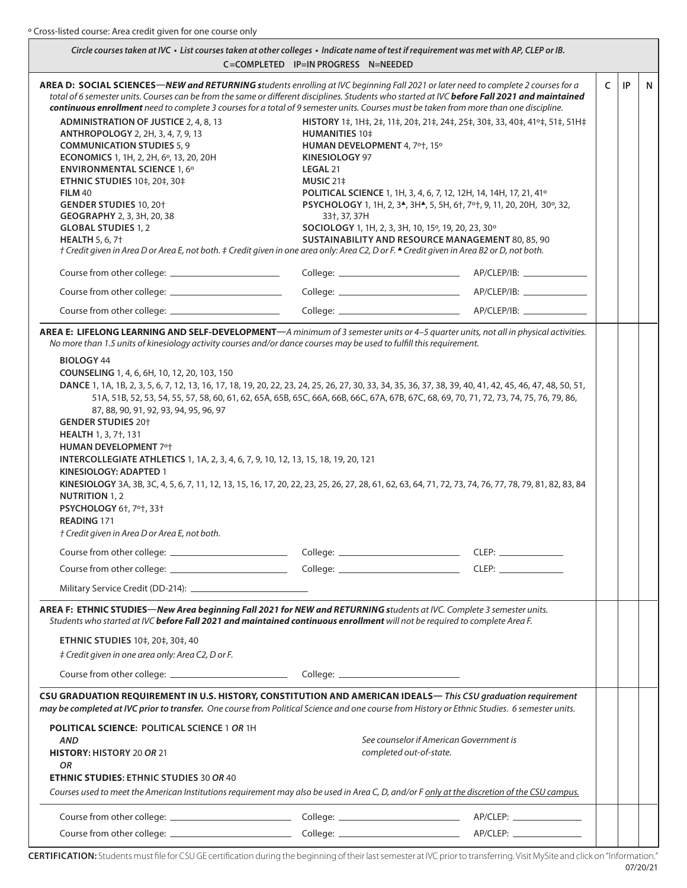º Cross-listed course: Area credit given for one course only

*Circle courses taken at IVC • List courses taken at other colleges • Indicate name of test if requirement was met with AP, CLEP or IB.*

**C=COMPLETED IP=IN PROGRESS N=NEEDED**

**AREA D: SOCIAL SCIENCES**—***NEW and RETURNING s****tudents enrolling at IVC beginning Fall 2021 or later need to complete 2 courses for a total of 6 semester units. Courses can be from the same or different disciplines. Students who started at IVC* ***before Fall 2021 and maintained continuous enrollment*** *need to complete 3 courses for a total of 9 semester units. Courses must be taken from more than one discipline.*

| C | IP | N |
|---|---|---|
| | | |

**ADMINISTRATION OF JUSTICE** 2, 4, 8, 13
**ANTHROPOLOGY** 2, 2H, 3, 4, 7, 9, 13
**COMMUNICATION STUDIES** 5, 9
**ECONOMICS** 1, 1H, 2, 2H, 6º, 13, 20, 20H
**ENVIRONMENTAL SCIENCE** 1, 6º
**ETHNIC STUDIES** 10‡, 20‡, 30‡
**FILM** 40
**GENDER STUDIES** 10, 20†
**GEOGRAPHY** 2, 3, 3H, 20, 38
**GLOBAL STUDIES** 1, 2
**HEALTH** 5, 6, 7†
**HISTORY** 1‡, 1H‡, 2‡, 11‡, 20‡, 21‡, 24‡, 25‡, 30‡, 33, 40‡, 41º‡, 51‡, 51H‡
**HUMANITIES** 10‡
**HUMAN DEVELOPMENT** 4, 7º†, 15º
**KINESIOLOGY** 97
**LEGAL** 21
**MUSIC** 21‡
**POLITICAL SCIENCE** 1, 1H, 3, 4, 6, 7, 12, 12H, 14, 14H, 17, 21, 41º
**PSYCHOLOGY** 1, 1H, 2, 3▲, 3H▲, 5, 5H, 6†, 7º†, 9, 11, 20, 20H, 30º, 32, 33†, 37, 37H
**SOCIOLOGY** 1, 1H, 2, 3, 3H, 10, 15º, 19, 20, 23, 30º
**SUSTAINABILITY AND RESOURCE MANAGEMENT** 80, 85, 90

*† Credit given in Area D or Area E, not both. ‡ Credit given in one area only: Area C2, D or F. ▲ Credit given in Area B2 or D, not both.*

Course from other college: ____________ College: ____________ AP/CLEP/IB: ____________

Course from other college: ____________ College: ____________ AP/CLEP/IB: ____________

Course from other college: ____________ College: ____________ AP/CLEP/IB: ____________

**AREA E: LIFELONG LEARNING AND SELF-DEVELOPMENT**—*A minimum of 3 semester units or 4–5 quarter units, not all in physical activities. No more than 1.5 units of kinesiology activity courses and/or dance courses may be used to fulfill this requirement.*

**BIOLOGY** 44
**COUNSELING** 1, 4, 6, 6H, 10, 12, 20, 103, 150
**DANCE** 1, 1A, 1B, 2, 3, 5, 6, 7, 12, 13, 16, 17, 18, 19, 20, 22, 23, 24, 25, 26, 27, 30, 33, 34, 35, 36, 37, 38, 39, 40, 41, 42, 45, 46, 47, 48, 50, 51, 51A, 51B, 52, 53, 54, 55, 57, 58, 60, 61, 62, 65A, 65B, 65C, 66A, 66B, 66C, 67A, 67B, 67C, 68, 69, 70, 71, 72, 73, 74, 75, 76, 79, 86, 87, 88, 90, 91, 92, 93, 94, 95, 96, 97
**GENDER STUDIES** 20†
**HEALTH** 1, 3, 7†, 131
**HUMAN DEVELOPMENT** 7º†
**INTERCOLLEGIATE ATHLETICS** 1, 1A, 2, 3, 4, 6, 7, 9, 10, 12, 13, 15, 18, 19, 20, 121
**KINESIOLOGY: ADAPTED** 1
**KINESIOLOGY** 3A, 3B, 3C, 4, 5, 6, 7, 11, 12, 13, 15, 16, 17, 20, 22, 23, 25, 26, 27, 28, 61, 62, 63, 64, 71, 72, 73, 74, 76, 77, 78, 79, 81, 82, 83, 84
**NUTRITION** 1, 2
**PSYCHOLOGY** 6†, 7º†, 33†
**READING** 171

*† Credit given in Area D or Area E, not both.*

Course from other college: ____________ College: ____________ CLEP: ____________

Course from other college: ____________ College: ____________ CLEP: ____________

Military Service Credit (DD-214): ____________

**AREA F: ETHNIC STUDIES**—***New Area beginning Fall 2021 for NEW and RETURNING s****tudents at IVC. Complete 3 semester units. Students who started at IVC* ***before Fall 2021 and maintained continuous enrollment*** *will not be required to complete Area F.*

**ETHNIC STUDIES** 10‡, 20‡, 30‡, 40

*‡ Credit given in one area only: Area C2, D or F.*

Course from other college: ____________ College: ____________

**CSU GRADUATION REQUIREMENT IN U.S. HISTORY, CONSTITUTION AND AMERICAN IDEALS**— ***This CSU graduation requirement may be completed at IVC prior to transfer.*** *One course from Political Science and one course from History or Ethnic Studies. 6 semester units.*

**POLITICAL SCIENCE: POLITICAL SCIENCE** 1 ***OR*** 1H
***AND***
**HISTORY: HISTORY** 20 ***OR*** 21
***OR***
**ETHNIC STUDIES: ETHNIC STUDIES** 30 ***OR*** 40

*See counselor if American Government is completed out-of-state.*

*Courses used to meet the American Institutions requirement may also be used in Area C, D, and/or F only at the discretion of the CSU campus.*

Course from other college: ____________ College: ____________ AP/CLEP: ____________

Course from other college: ____________ College: ____________ AP/CLEP: ____________

**CERTIFICATION:** Students must file for CSU GE certification during the beginning of their last semester at IVC prior to transferring. Visit MySite and click on "Information."

07/20/21